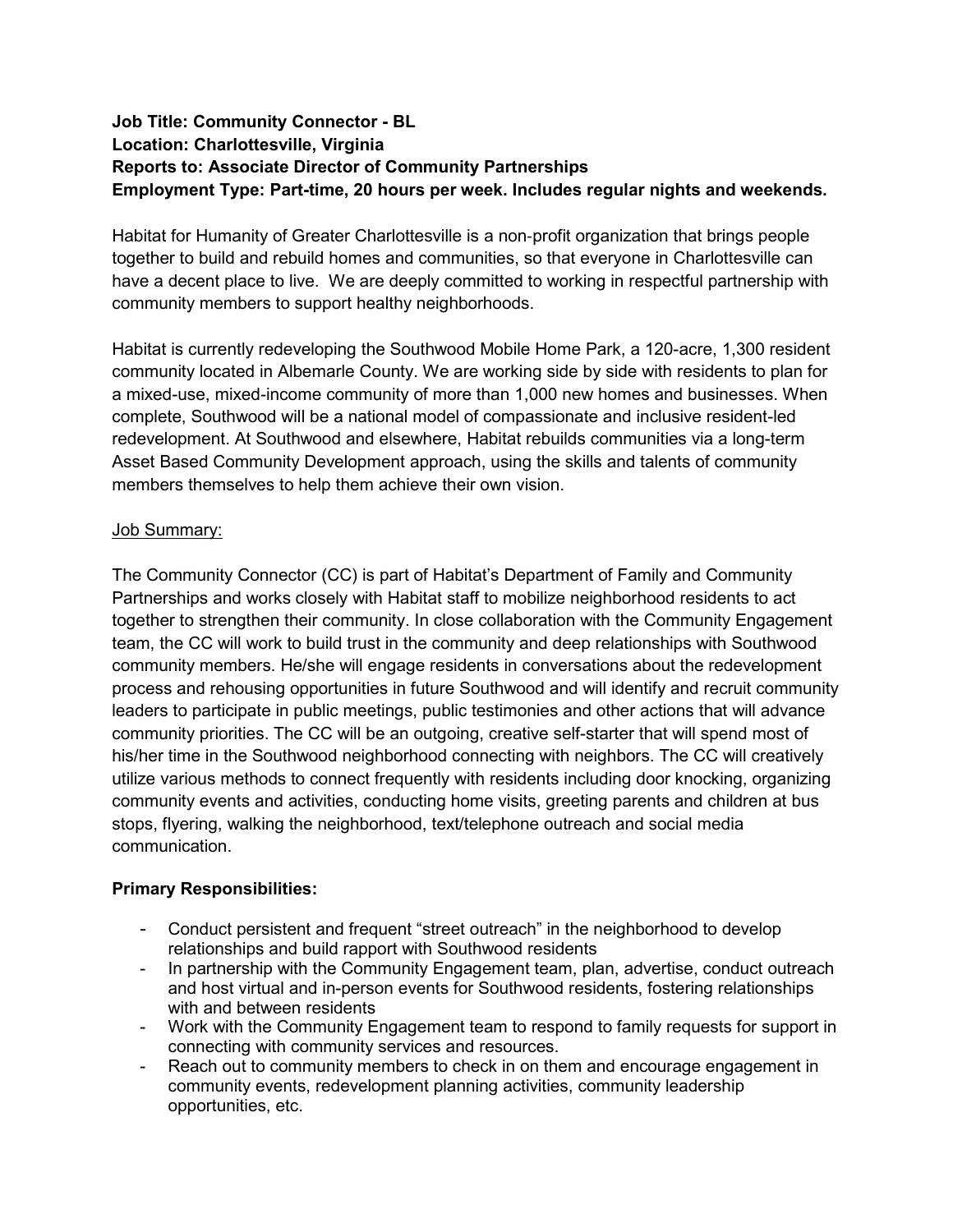**Job Title: Community Connector - BL**
**Location: Charlottesville, Virginia**
**Reports to: Associate Director of Community Partnerships**
**Employment Type: Part-time, 20 hours per week. Includes regular nights and weekends.**

Habitat for Humanity of Greater Charlottesville is a non-profit organization that brings people together to build and rebuild homes and communities, so that everyone in Charlottesville can have a decent place to live. We are deeply committed to working in respectful partnership with community members to support healthy neighborhoods.

Habitat is currently redeveloping the Southwood Mobile Home Park, a 120-acre, 1,300 resident community located in Albemarle County. We are working side by side with residents to plan for a mixed-use, mixed-income community of more than 1,000 new homes and businesses. When complete, Southwood will be a national model of compassionate and inclusive resident-led redevelopment. At Southwood and elsewhere, Habitat rebuilds communities via a long-term Asset Based Community Development approach, using the skills and talents of community members themselves to help them achieve their own vision.

<u>Job Summary:</u>

The Community Connector (CC) is part of Habitat's Department of Family and Community Partnerships and works closely with Habitat staff to mobilize neighborhood residents to act together to strengthen their community. In close collaboration with the Community Engagement team, the CC will work to build trust in the community and deep relationships with Southwood community members. He/she will engage residents in conversations about the redevelopment process and rehousing opportunities in future Southwood and will identify and recruit community leaders to participate in public meetings, public testimonies and other actions that will advance community priorities. The CC will be an outgoing, creative self-starter that will spend most of his/her time in the Southwood neighborhood connecting with neighbors. The CC will creatively utilize various methods to connect frequently with residents including door knocking, organizing community events and activities, conducting home visits, greeting parents and children at bus stops, flyering, walking the neighborhood, text/telephone outreach and social media communication.

**Primary Responsibilities:**

- Conduct persistent and frequent "street outreach" in the neighborhood to develop relationships and build rapport with Southwood residents
- In partnership with the Community Engagement team, plan, advertise, conduct outreach and host virtual and in-person events for Southwood residents, fostering relationships with and between residents
- Work with the Community Engagement team to respond to family requests for support in connecting with community services and resources.
- Reach out to community members to check in on them and encourage engagement in community events, redevelopment planning activities, community leadership opportunities, etc.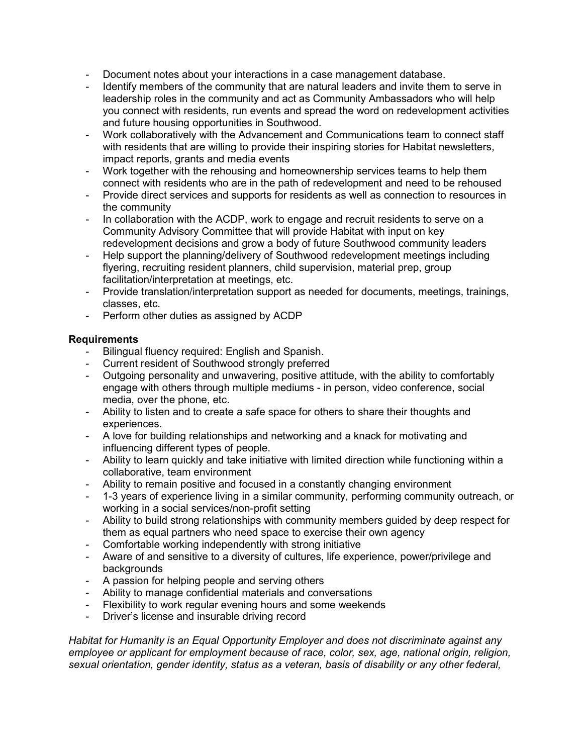- Document notes about your interactions in a case management database.
- Identify members of the community that are natural leaders and invite them to serve in leadership roles in the community and act as Community Ambassadors who will help you connect with residents, run events and spread the word on redevelopment activities and future housing opportunities in Southwood.
- Work collaboratively with the Advancement and Communications team to connect staff with residents that are willing to provide their inspiring stories for Habitat newsletters, impact reports, grants and media events
- Work together with the rehousing and homeownership services teams to help them connect with residents who are in the path of redevelopment and need to be rehoused
- Provide direct services and supports for residents as well as connection to resources in the community
- In collaboration with the ACDP, work to engage and recruit residents to serve on a Community Advisory Committee that will provide Habitat with input on key redevelopment decisions and grow a body of future Southwood community leaders
- Help support the planning/delivery of Southwood redevelopment meetings including flyering, recruiting resident planners, child supervision, material prep, group facilitation/interpretation at meetings, etc.
- Provide translation/interpretation support as needed for documents, meetings, trainings, classes, etc.
- Perform other duties as assigned by ACDP

**Requirements**

- Bilingual fluency required: English and Spanish.
- Current resident of Southwood strongly preferred
- Outgoing personality and unwavering, positive attitude, with the ability to comfortably engage with others through multiple mediums - in person, video conference, social media, over the phone, etc.
- Ability to listen and to create a safe space for others to share their thoughts and experiences.
- A love for building relationships and networking and a knack for motivating and influencing different types of people.
- Ability to learn quickly and take initiative with limited direction while functioning within a collaborative, team environment
- Ability to remain positive and focused in a constantly changing environment
- 1-3 years of experience living in a similar community, performing community outreach, or working in a social services/non-profit setting
- Ability to build strong relationships with community members guided by deep respect for them as equal partners who need space to exercise their own agency
- Comfortable working independently with strong initiative
- Aware of and sensitive to a diversity of cultures, life experience, power/privilege and backgrounds
- A passion for helping people and serving others
- Ability to manage confidential materials and conversations
- Flexibility to work regular evening hours and some weekends
- Driver's license and insurable driving record

*Habitat for Humanity is an Equal Opportunity Employer and does not discriminate against any employee or applicant for employment because of race, color, sex, age, national origin, religion, sexual orientation, gender identity, status as a veteran, basis of disability or any other federal,*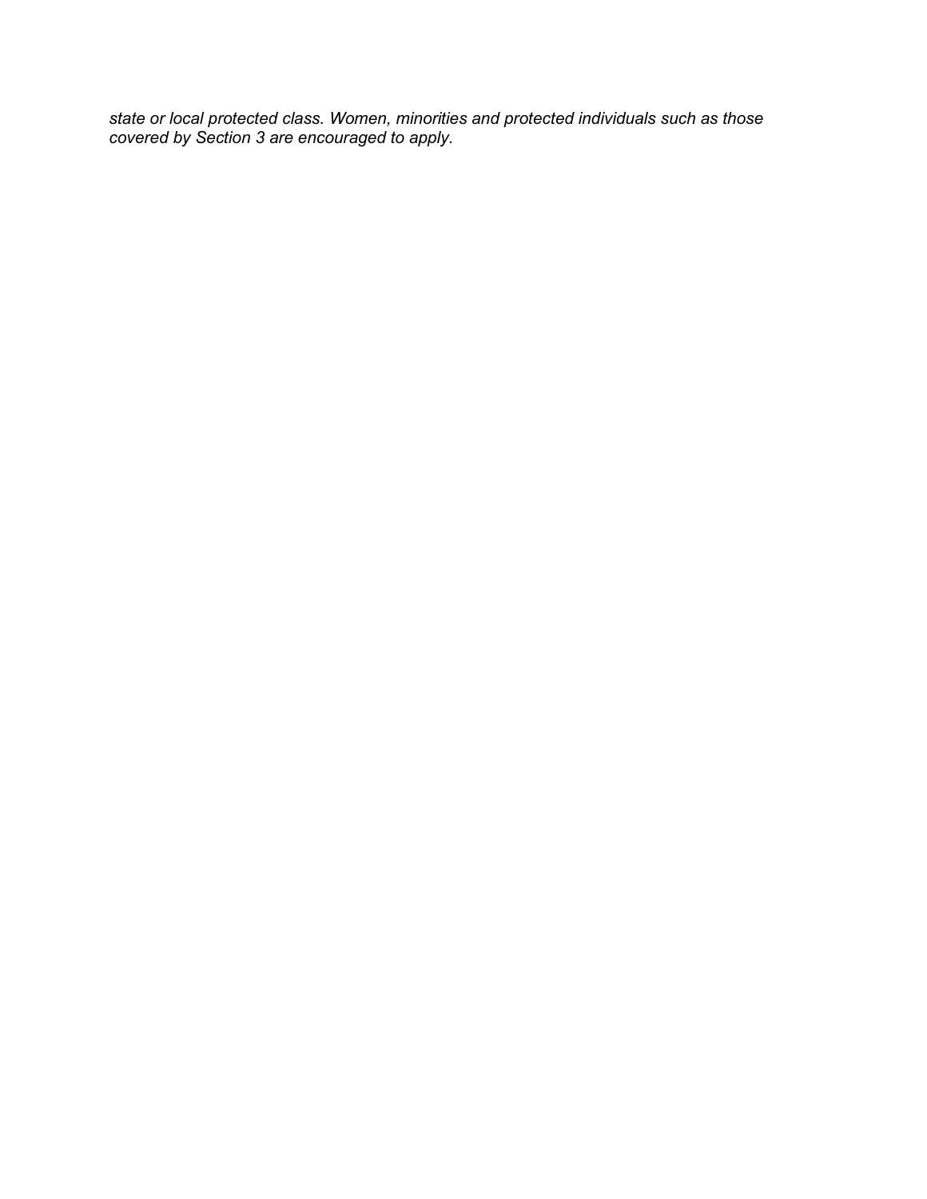*state or local protected class. Women, minorities and protected individuals such as those covered by Section 3 are encouraged to apply.*